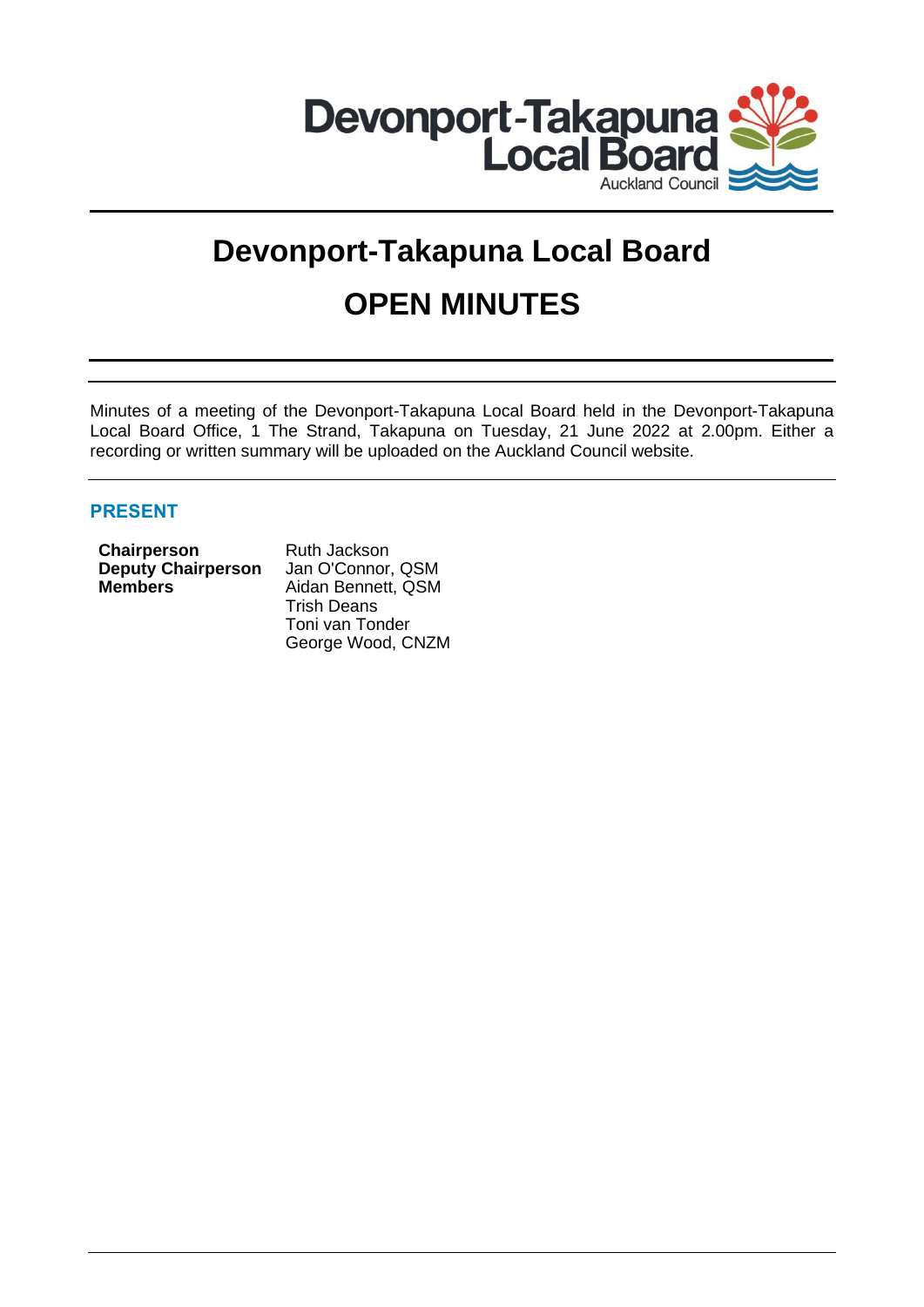Devonport-Takapuna Local Board
Auckland Council

# Devonport-Takapuna Local Board

# OPEN MINUTES

Minutes of a meeting of the Devonport-Takapuna Local Board held in the Devonport-Takapuna Local Board Office, 1 The Strand, Takapuna on Tuesday, 21 June 2022 at 2.00pm. Either a recording or written summary will be uploaded on the Auckland Council website.

## PRESENT

| | |
|---|---|
| **Chairperson** | Ruth Jackson |
| **Deputy Chairperson** | Jan O'Connor, QSM |
| **Members** | Aidan Bennett, QSM |
| | Trish Deans |
| | Toni van Tonder |
| | George Wood, CNZM |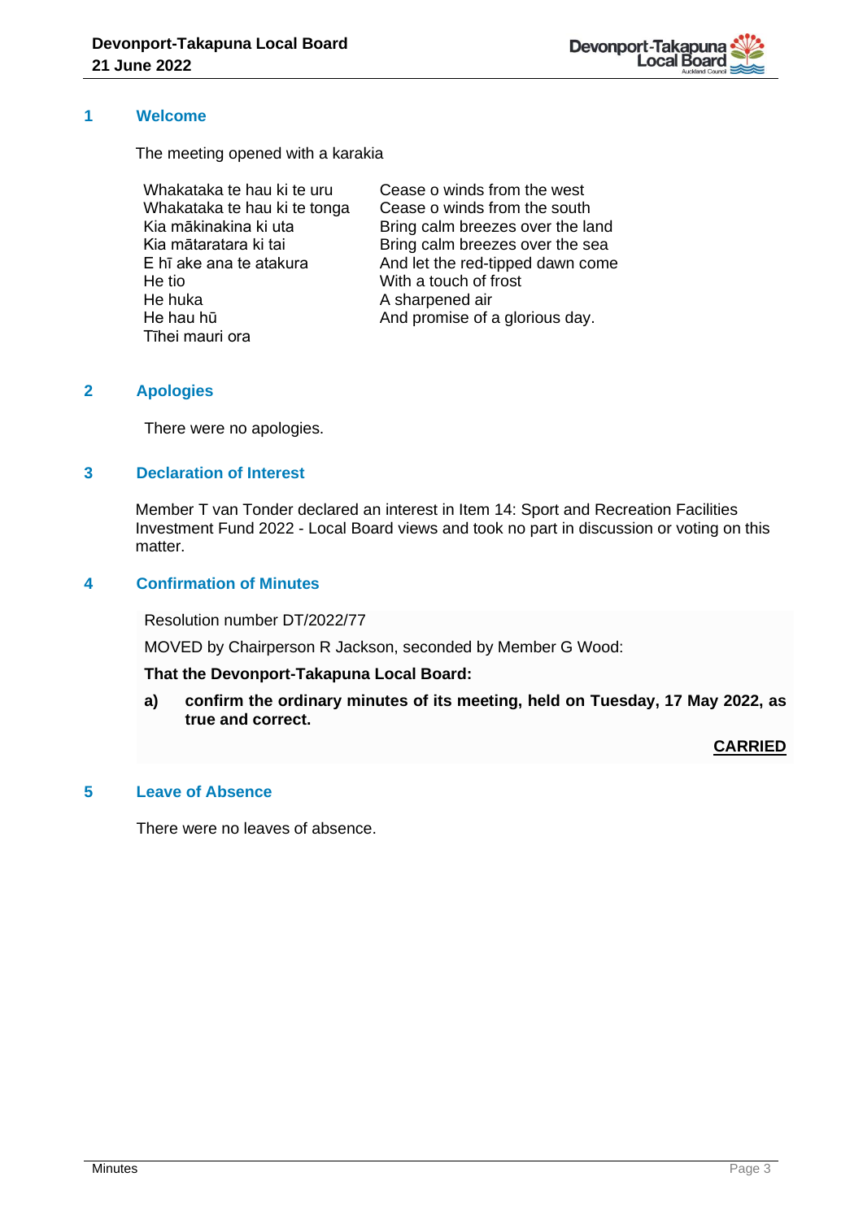## 1 Welcome

The meeting opened with a karakia

| | |
|---|---|
| Whakataka te hau ki te uru | Cease o winds from the west |
| Whakataka te hau ki te tonga | Cease o winds from the south |
| Kia mākinakina ki uta | Bring calm breezes over the land |
| Kia mātaratara ki tai | Bring calm breezes over the sea |
| E hī ake ana te atakura | And let the red-tipped dawn come |
| He tio | With a touch of frost |
| He huka | A sharpened air |
| He hau hū | And promise of a glorious day. |
| Tīhei mauri ora | |

## 2 Apologies

There were no apologies.

## 3 Declaration of Interest

Member T van Tonder declared an interest in Item 14: Sport and Recreation Facilities Investment Fund 2022 - Local Board views and took no part in discussion or voting on this matter.

## 4 Confirmation of Minutes

Resolution number DT/2022/77

MOVED by Chairperson R Jackson, seconded by Member G Wood:

**That the Devonport-Takapuna Local Board:**

**a) confirm the ordinary minutes of its meeting, held on Tuesday, 17 May 2022, as true and correct.**

**CARRIED**

## 5 Leave of Absence

There were no leaves of absence.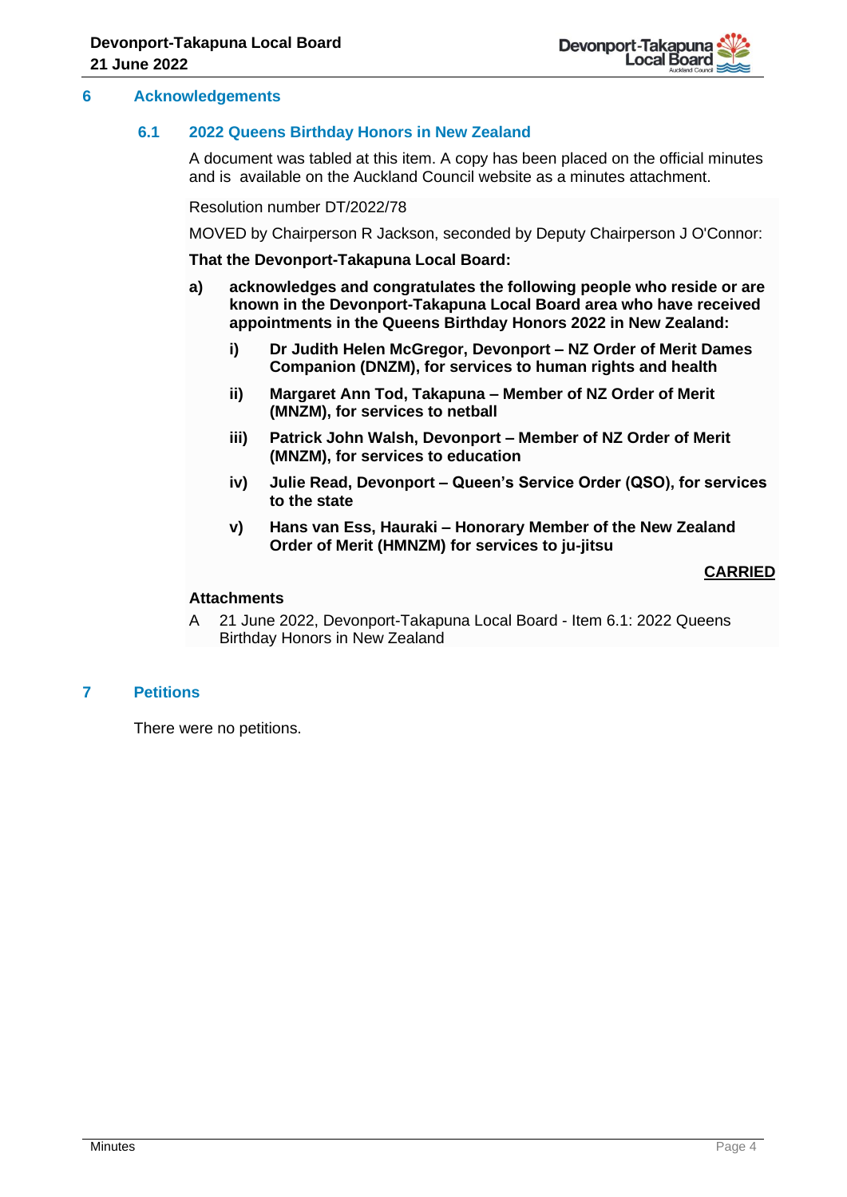## 6 Acknowledgements

### 6.1 2022 Queens Birthday Honors in New Zealand

A document was tabled at this item. A copy has been placed on the official minutes and is available on the Auckland Council website as a minutes attachment.

Resolution number DT/2022/78

MOVED by Chairperson R Jackson, seconded by Deputy Chairperson J O'Connor:

**That the Devonport-Takapuna Local Board:**

**a) acknowledges and congratulates the following people who reside or are known in the Devonport-Takapuna Local Board area who have received appointments in the Queens Birthday Honors 2022 in New Zealand:**

**i) Dr Judith Helen McGregor, Devonport – NZ Order of Merit Dames Companion (DNZM), for services to human rights and health**

**ii) Margaret Ann Tod, Takapuna – Member of NZ Order of Merit (MNZM), for services to netball**

**iii) Patrick John Walsh, Devonport – Member of NZ Order of Merit (MNZM), for services to education**

**iv) Julie Read, Devonport – Queen's Service Order (QSO), for services to the state**

**v) Hans van Ess, Hauraki – Honorary Member of the New Zealand Order of Merit (HMNZM) for services to ju-jitsu**

**CARRIED**

**Attachments**

A 21 June 2022, Devonport-Takapuna Local Board - Item 6.1: 2022 Queens Birthday Honors in New Zealand

## 7 Petitions

There were no petitions.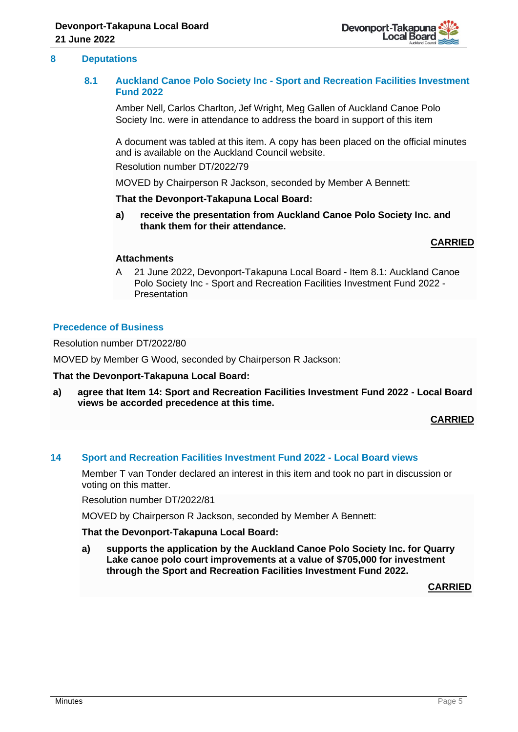## 8 Deputations

### 8.1 Auckland Canoe Polo Society Inc - Sport and Recreation Facilities Investment Fund 2022

Amber Nell, Carlos Charlton, Jef Wright, Meg Gallen of Auckland Canoe Polo Society Inc. were in attendance to address the board in support of this item

A document was tabled at this item. A copy has been placed on the official minutes and is available on the Auckland Council website.

Resolution number DT/2022/79

MOVED by Chairperson R Jackson, seconded by Member A Bennett:

**That the Devonport-Takapuna Local Board:**

**a) receive the presentation from Auckland Canoe Polo Society Inc. and thank them for their attendance.**

**CARRIED**

**Attachments**

A 21 June 2022, Devonport-Takapuna Local Board - Item 8.1: Auckland Canoe Polo Society Inc - Sport and Recreation Facilities Investment Fund 2022 - Presentation

### Precedence of Business

Resolution number DT/2022/80

MOVED by Member G Wood, seconded by Chairperson R Jackson:

**That the Devonport-Takapuna Local Board:**

**a) agree that Item 14: Sport and Recreation Facilities Investment Fund 2022 - Local Board views be accorded precedence at this time.**

**CARRIED**

## 14 Sport and Recreation Facilities Investment Fund 2022 - Local Board views

Member T van Tonder declared an interest in this item and took no part in discussion or voting on this matter.

Resolution number DT/2022/81

MOVED by Chairperson R Jackson, seconded by Member A Bennett:

**That the Devonport-Takapuna Local Board:**

**a) supports the application by the Auckland Canoe Polo Society Inc. for Quarry Lake canoe polo court improvements at a value of $705,000 for investment through the Sport and Recreation Facilities Investment Fund 2022.**

**CARRIED**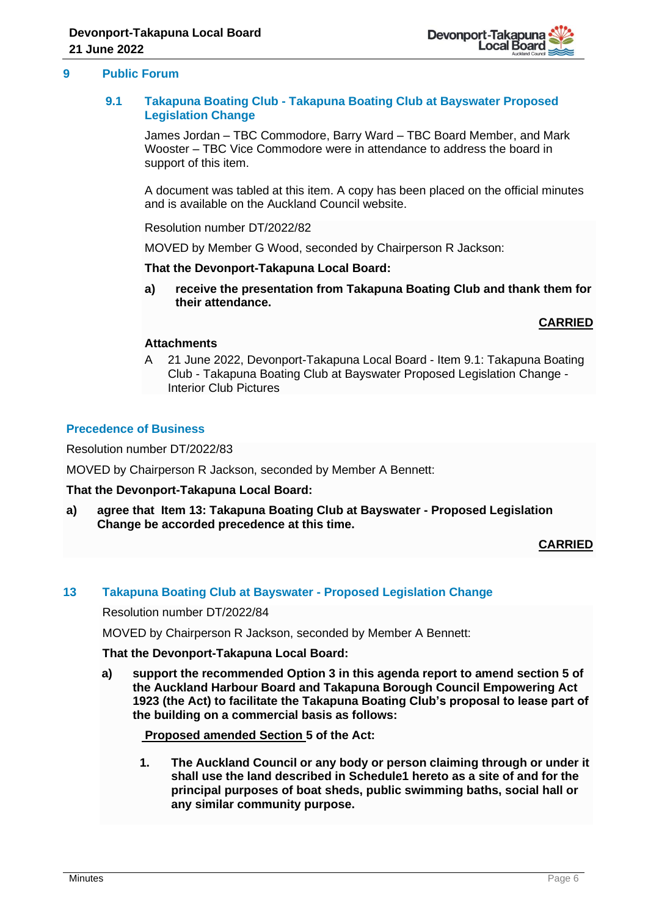## 9 Public Forum

### 9.1 Takapuna Boating Club - Takapuna Boating Club at Bayswater Proposed Legislation Change

James Jordan – TBC Commodore, Barry Ward – TBC Board Member, and Mark Wooster – TBC Vice Commodore were in attendance to address the board in support of this item.

A document was tabled at this item. A copy has been placed on the official minutes and is available on the Auckland Council website.

Resolution number DT/2022/82

MOVED by Member G Wood, seconded by Chairperson R Jackson:

**That the Devonport-Takapuna Local Board:**

**a) receive the presentation from Takapuna Boating Club and thank them for their attendance.**

**CARRIED**

**Attachments**

A 21 June 2022, Devonport-Takapuna Local Board - Item 9.1: Takapuna Boating Club - Takapuna Boating Club at Bayswater Proposed Legislation Change - Interior Club Pictures

## Precedence of Business

Resolution number DT/2022/83

MOVED by Chairperson R Jackson, seconded by Member A Bennett:

**That the Devonport-Takapuna Local Board:**

**a) agree that Item 13: Takapuna Boating Club at Bayswater - Proposed Legislation Change be accorded precedence at this time.**

**CARRIED**

## 13 Takapuna Boating Club at Bayswater - Proposed Legislation Change

Resolution number DT/2022/84

MOVED by Chairperson R Jackson, seconded by Member A Bennett:

**That the Devonport-Takapuna Local Board:**

**a) support the recommended Option 3 in this agenda report to amend section 5 of the Auckland Harbour Board and Takapuna Borough Council Empowering Act 1923 (the Act) to facilitate the Takapuna Boating Club's proposal to lease part of the building on a commercial basis as follows:**

**Proposed amended Section 5 of the Act:**

**1. The Auckland Council or any body or person claiming through or under it shall use the land described in Schedule1 hereto as a site of and for the principal purposes of boat sheds, public swimming baths, social hall or any similar community purpose.**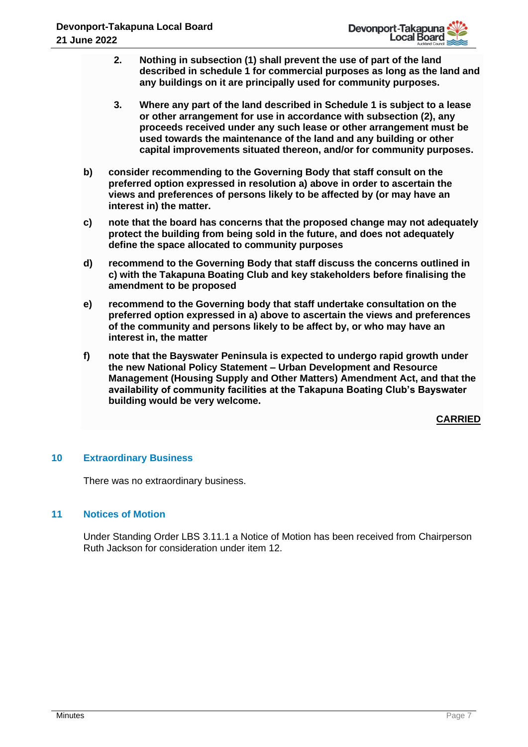2. **Nothing in subsection (1) shall prevent the use of part of the land described in schedule 1 for commercial purposes as long as the land and any buildings on it are principally used for community purposes.**

3. **Where any part of the land described in Schedule 1 is subject to a lease or other arrangement for use in accordance with subsection (2), any proceeds received under any such lease or other arrangement must be used towards the maintenance of the land and any building or other capital improvements situated thereon, and/or for community purposes.**

b) **consider recommending to the Governing Body that staff consult on the preferred option expressed in resolution a) above in order to ascertain the views and preferences of persons likely to be affected by (or may have an interest in) the matter.**

c) **note that the board has concerns that the proposed change may not adequately protect the building from being sold in the future, and does not adequately define the space allocated to community purposes**

d) **recommend to the Governing Body that staff discuss the concerns outlined in c) with the Takapuna Boating Club and key stakeholders before finalising the amendment to be proposed**

e) **recommend to the Governing body that staff undertake consultation on the preferred option expressed in a) above to ascertain the views and preferences of the community and persons likely to be affect by, or who may have an interest in, the matter**

f) **note that the Bayswater Peninsula is expected to undergo rapid growth under the new National Policy Statement – Urban Development and Resource Management (Housing Supply and Other Matters) Amendment Act, and that the availability of community facilities at the Takapuna Boating Club's Bayswater building would be very welcome.**

**CARRIED**

## 10 Extraordinary Business

There was no extraordinary business.

## 11 Notices of Motion

Under Standing Order LBS 3.11.1 a Notice of Motion has been received from Chairperson Ruth Jackson for consideration under item 12.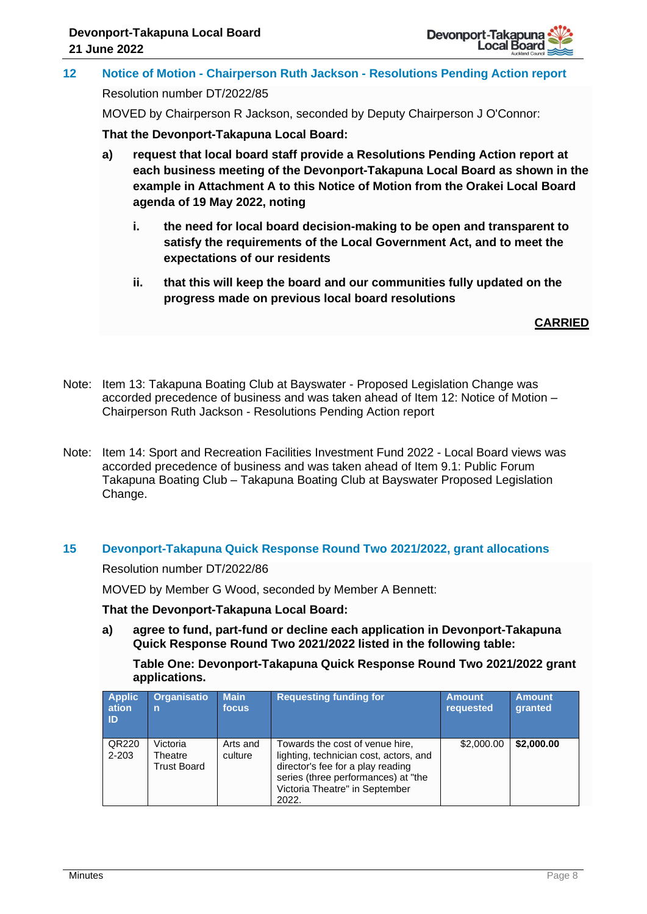## 12 Notice of Motion - Chairperson Ruth Jackson - Resolutions Pending Action report

Resolution number DT/2022/85

MOVED by Chairperson R Jackson, seconded by Deputy Chairperson J O'Connor:

**That the Devonport-Takapuna Local Board:**

**a) request that local board staff provide a Resolutions Pending Action report at each business meeting of the Devonport-Takapuna Local Board as shown in the example in Attachment A to this Notice of Motion from the Orakei Local Board agenda of 19 May 2022, noting**

**i. the need for local board decision-making to be open and transparent to satisfy the requirements of the Local Government Act, and to meet the expectations of our residents**

**ii. that this will keep the board and our communities fully updated on the progress made on previous local board resolutions**

**CARRIED**

Note: Item 13: Takapuna Boating Club at Bayswater - Proposed Legislation Change was accorded precedence of business and was taken ahead of Item 12: Notice of Motion – Chairperson Ruth Jackson - Resolutions Pending Action report

Note: Item 14: Sport and Recreation Facilities Investment Fund 2022 - Local Board views was accorded precedence of business and was taken ahead of Item 9.1: Public Forum Takapuna Boating Club – Takapuna Boating Club at Bayswater Proposed Legislation Change.

## 15 Devonport-Takapuna Quick Response Round Two 2021/2022, grant allocations

Resolution number DT/2022/86

MOVED by Member G Wood, seconded by Member A Bennett:

**That the Devonport-Takapuna Local Board:**

**a) agree to fund, part-fund or decline each application in Devonport-Takapuna Quick Response Round Two 2021/2022 listed in the following table:**

**Table One: Devonport-Takapuna Quick Response Round Two 2021/2022 grant applications.**

| Application ID | Organisation | Main focus | Requesting funding for | Amount requested | Amount granted |
|---|---|---|---|---|---|
| QR2202-203 | Victoria Theatre Trust Board | Arts and culture | Towards the cost of venue hire, lighting, technician cost, actors, and director's fee for a play reading series (three performances) at "the Victoria Theatre" in September 2022. | $2,000.00 | **$2,000.00** |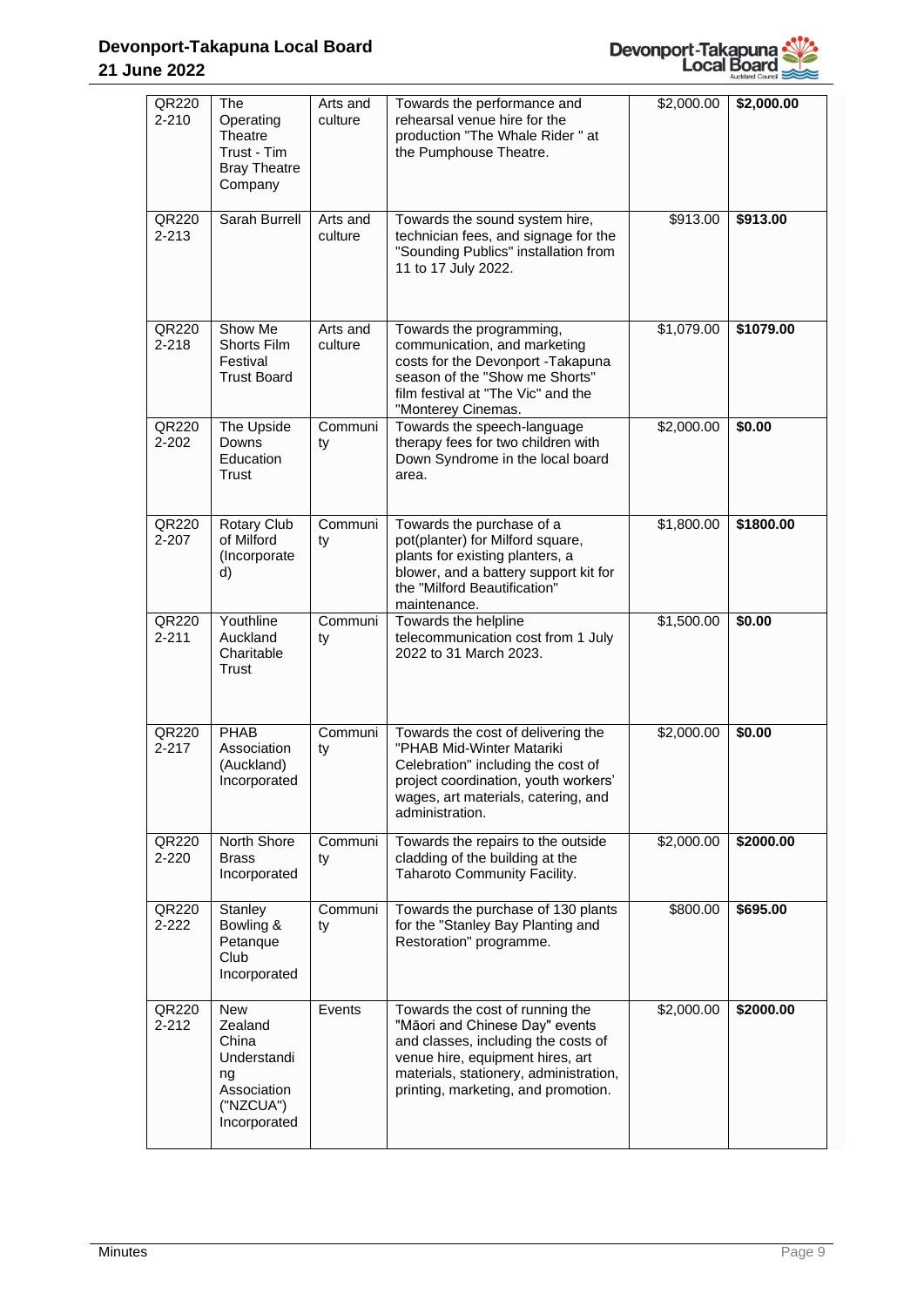| | | | | | |
|---|---|---|---|---|---|
| QR2202-210 | The Operating Theatre Trust - Tim Bray Theatre Company | Arts and culture | Towards the performance and rehearsal venue hire for the production "The Whale Rider " at the Pumphouse Theatre. | $2,000.00 | **$2,000.00** |
| QR2202-213 | Sarah Burrell | Arts and culture | Towards the sound system hire, technician fees, and signage for the "Sounding Publics" installation from 11 to 17 July 2022. | $913.00 | **$913.00** |
| QR2202-218 | Show Me Shorts Film Festival Trust Board | Arts and culture | Towards the programming, communication, and marketing costs for the Devonport -Takapuna season of the "Show me Shorts" film festival at "The Vic" and the "Monterey Cinemas. | $1,079.00 | **$1079.00** |
| QR2202-202 | The Upside Downs Education Trust | Community | Towards the speech-language therapy fees for two children with Down Syndrome in the local board area. | $2,000.00 | **$0.00** |
| QR2202-207 | Rotary Club of Milford (Incorporated) | Community | Towards the purchase of a pot(planter) for Milford square, plants for existing planters, a blower, and a battery support kit for the "Milford Beautification" maintenance. | $1,800.00 | **$1800.00** |
| QR2202-211 | Youthline Auckland Charitable Trust | Community | Towards the helpline telecommunication cost from 1 July 2022 to 31 March 2023. | $1,500.00 | **$0.00** |
| QR2202-217 | PHAB Association (Auckland) Incorporated | Community | Towards the cost of delivering the "PHAB Mid-Winter Matariki Celebration" including the cost of project coordination, youth workers' wages, art materials, catering, and administration. | $2,000.00 | **$0.00** |
| QR2202-220 | North Shore Brass Incorporated | Community | Towards the repairs to the outside cladding of the building at the Taharoto Community Facility. | $2,000.00 | **$2000.00** |
| QR2202-222 | Stanley Bowling & Petanque Club Incorporated | Community | Towards the purchase of 130 plants for the "Stanley Bay Planting and Restoration" programme. | $800.00 | **$695.00** |
| QR2202-212 | New Zealand China Understanding Association ("NZCUA") Incorporated | Events | Towards the cost of running the "Māori and Chinese Day" events and classes, including the costs of venue hire, equipment hires, art materials, stationery, administration, printing, marketing, and promotion. | $2,000.00 | **$2000.00** |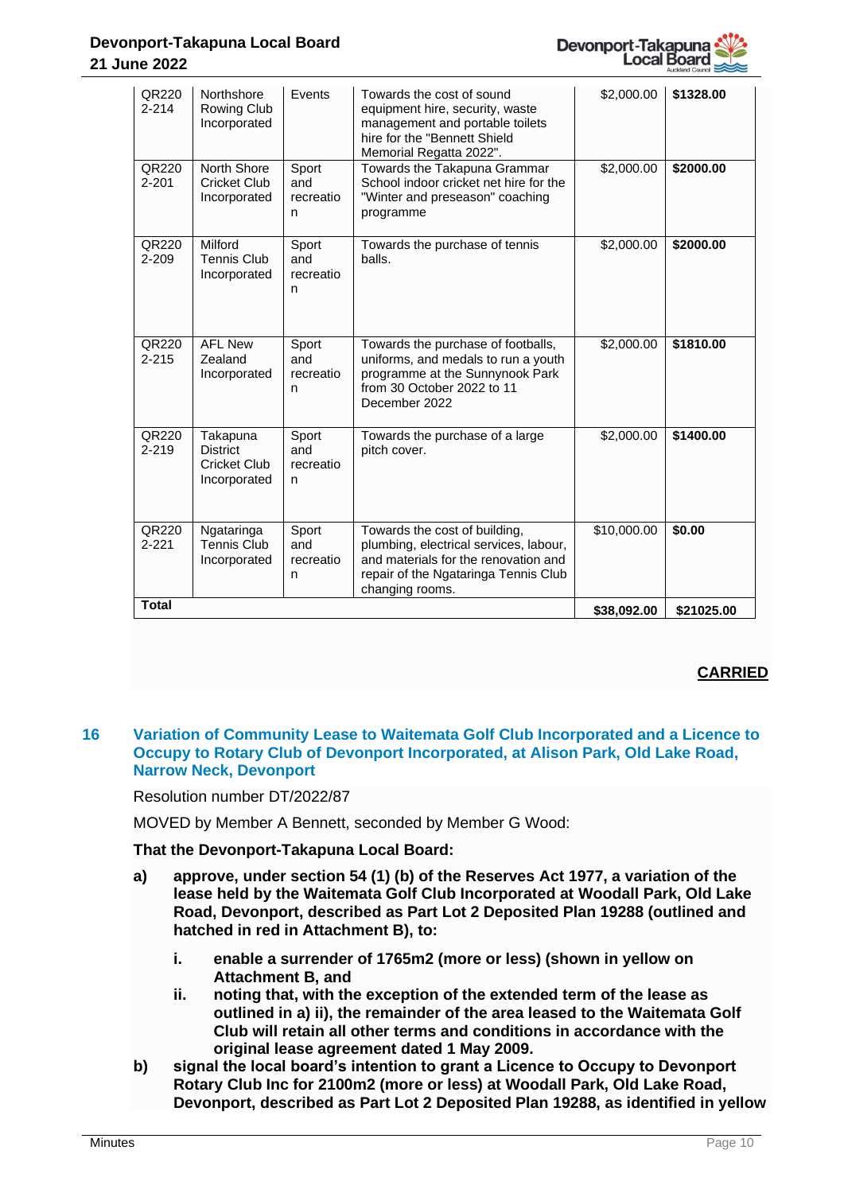| | | | | | |
|---|---|---|---|---|---|
| QR2202-214 | Northshore Rowing Club Incorporated | Events | Towards the cost of sound equipment hire, security, waste management and portable toilets hire for the "Bennett Shield Memorial Regatta 2022". | $2,000.00 | **$1328.00** |
| QR2202-201 | North Shore Cricket Club Incorporated | Sport and recreation | Towards the Takapuna Grammar School indoor cricket net hire for the "Winter and preseason" coaching programme | $2,000.00 | **$2000.00** |
| QR2202-209 | Milford Tennis Club Incorporated | Sport and recreation | Towards the purchase of tennis balls. | $2,000.00 | **$2000.00** |
| QR2202-215 | AFL New Zealand Incorporated | Sport and recreation | Towards the purchase of footballs, uniforms, and medals to run a youth programme at the Sunnynook Park from 30 October 2022 to 11 December 2022 | $2,000.00 | **$1810.00** |
| QR2202-219 | Takapuna District Cricket Club Incorporated | Sport and recreation | Towards the purchase of a large pitch cover. | $2,000.00 | **$1400.00** |
| QR2202-221 | Ngataringa Tennis Club Incorporated | Sport and recreation | Towards the cost of building, plumbing, electrical services, labour, and materials for the renovation and repair of the Ngataringa Tennis Club changing rooms. | $10,000.00 | **$0.00** |
| **Total** | | | | **$38,092.00** | **$21025.00** |

**CARRIED**

## 16 Variation of Community Lease to Waitemata Golf Club Incorporated and a Licence to Occupy to Rotary Club of Devonport Incorporated, at Alison Park, Old Lake Road, Narrow Neck, Devonport

Resolution number DT/2022/87

MOVED by Member A Bennett, seconded by Member G Wood:

**That the Devonport-Takapuna Local Board:**

**a) approve, under section 54 (1) (b) of the Reserves Act 1977, a variation of the lease held by the Waitemata Golf Club Incorporated at Woodall Park, Old Lake Road, Devonport, described as Part Lot 2 Deposited Plan 19288 (outlined and hatched in red in Attachment B), to:**

   **i. enable a surrender of 1765m2 (more or less) (shown in yellow on Attachment B, and**

   **ii. noting that, with the exception of the extended term of the lease as outlined in a) ii), the remainder of the area leased to the Waitemata Golf Club will retain all other terms and conditions in accordance with the original lease agreement dated 1 May 2009.**

**b) signal the local board's intention to grant a Licence to Occupy to Devonport Rotary Club Inc for 2100m2 (more or less) at Woodall Park, Old Lake Road, Devonport, described as Part Lot 2 Deposited Plan 19288, as identified in yellow**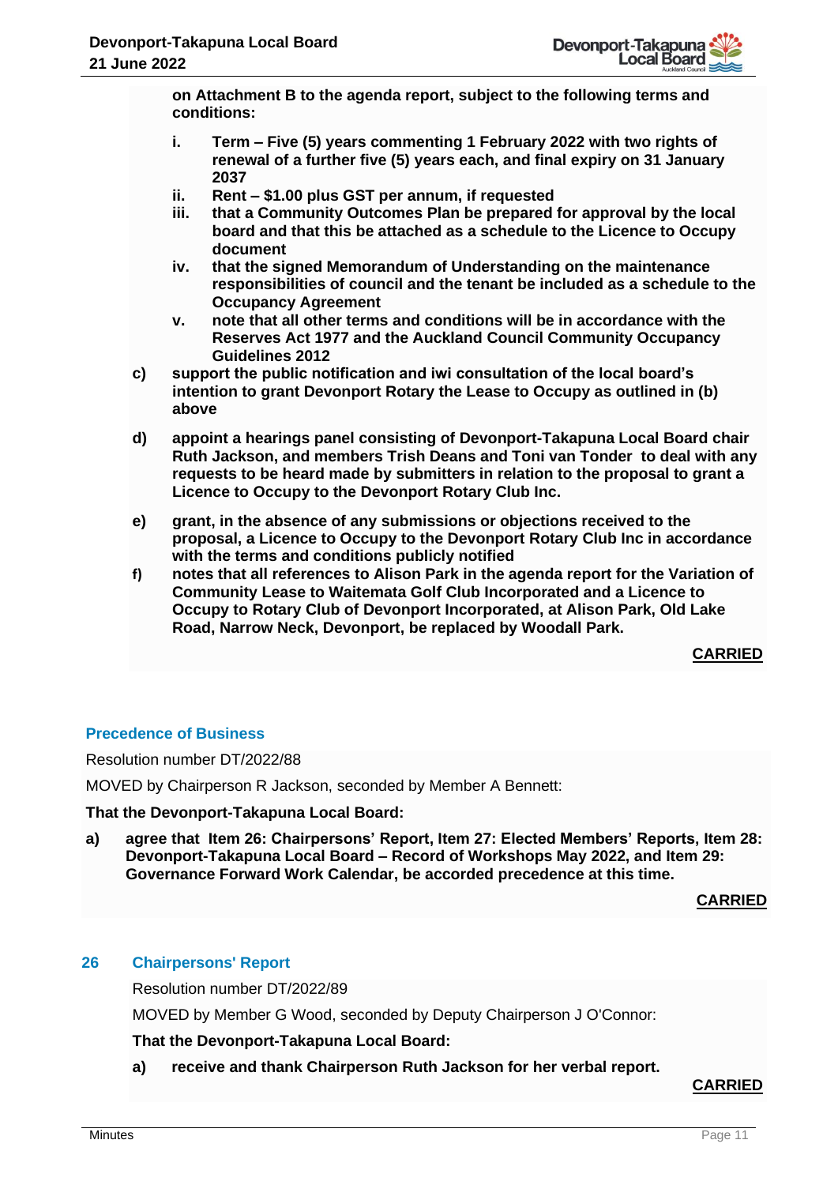**on Attachment B to the agenda report, subject to the following terms and conditions:**

- **i. Term – Five (5) years commenting 1 February 2022 with two rights of renewal of a further five (5) years each, and final expiry on 31 January 2037**
- **ii. Rent – $1.00 plus GST per annum, if requested**
- **iii. that a Community Outcomes Plan be prepared for approval by the local board and that this be attached as a schedule to the Licence to Occupy document**
- **iv. that the signed Memorandum of Understanding on the maintenance responsibilities of council and the tenant be included as a schedule to the Occupancy Agreement**
- **v. note that all other terms and conditions will be in accordance with the Reserves Act 1977 and the Auckland Council Community Occupancy Guidelines 2012**

**c) support the public notification and iwi consultation of the local board's intention to grant Devonport Rotary the Lease to Occupy as outlined in (b) above**

**d) appoint a hearings panel consisting of Devonport-Takapuna Local Board chair Ruth Jackson, and members Trish Deans and Toni van Tonder to deal with any requests to be heard made by submitters in relation to the proposal to grant a Licence to Occupy to the Devonport Rotary Club Inc.**

**e) grant, in the absence of any submissions or objections received to the proposal, a Licence to Occupy to the Devonport Rotary Club Inc in accordance with the terms and conditions publicly notified**

**f) notes that all references to Alison Park in the agenda report for the Variation of Community Lease to Waitemata Golf Club Incorporated and a Licence to Occupy to Rotary Club of Devonport Incorporated, at Alison Park, Old Lake Road, Narrow Neck, Devonport, be replaced by Woodall Park.**

**CARRIED**

## Precedence of Business

Resolution number DT/2022/88

MOVED by Chairperson R Jackson, seconded by Member A Bennett:

**That the Devonport-Takapuna Local Board:**

**a) agree that Item 26: Chairpersons' Report, Item 27: Elected Members' Reports, Item 28: Devonport-Takapuna Local Board – Record of Workshops May 2022, and Item 29: Governance Forward Work Calendar, be accorded precedence at this time.**

**CARRIED**

## 26 Chairpersons' Report

Resolution number DT/2022/89

MOVED by Member G Wood, seconded by Deputy Chairperson J O'Connor:

**That the Devonport-Takapuna Local Board:**

**a) receive and thank Chairperson Ruth Jackson for her verbal report.**

**CARRIED**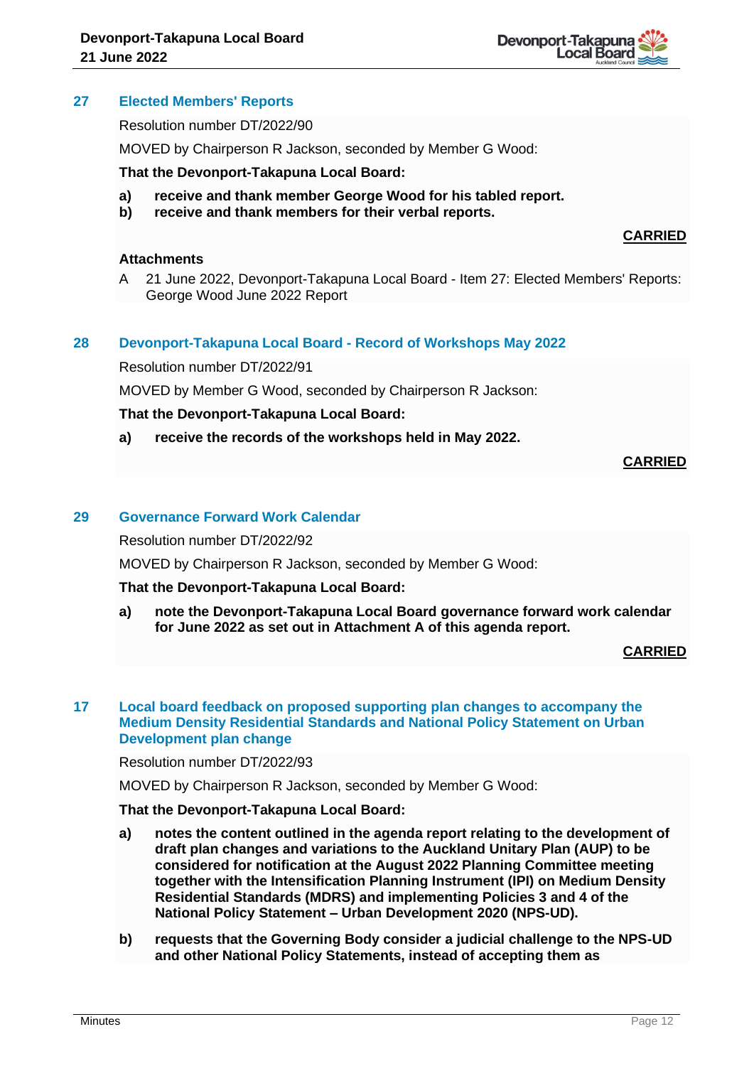## 27 Elected Members' Reports

Resolution number DT/2022/90

MOVED by Chairperson R Jackson, seconded by Member G Wood:

**That the Devonport-Takapuna Local Board:**

**a) receive and thank member George Wood for his tabled report.**
**b) receive and thank members for their verbal reports.**

**CARRIED**

**Attachments**

A 21 June 2022, Devonport-Takapuna Local Board - Item 27: Elected Members' Reports: George Wood June 2022 Report

## 28 Devonport-Takapuna Local Board - Record of Workshops May 2022

Resolution number DT/2022/91

MOVED by Member G Wood, seconded by Chairperson R Jackson:

**That the Devonport-Takapuna Local Board:**

**a) receive the records of the workshops held in May 2022.**

**CARRIED**

## 29 Governance Forward Work Calendar

Resolution number DT/2022/92

MOVED by Chairperson R Jackson, seconded by Member G Wood:

**That the Devonport-Takapuna Local Board:**

**a) note the Devonport-Takapuna Local Board governance forward work calendar for June 2022 as set out in Attachment A of this agenda report.**

**CARRIED**

## 17 Local board feedback on proposed supporting plan changes to accompany the Medium Density Residential Standards and National Policy Statement on Urban Development plan change

Resolution number DT/2022/93

MOVED by Chairperson R Jackson, seconded by Member G Wood:

**That the Devonport-Takapuna Local Board:**

**a) notes the content outlined in the agenda report relating to the development of draft plan changes and variations to the Auckland Unitary Plan (AUP) to be considered for notification at the August 2022 Planning Committee meeting together with the Intensification Planning Instrument (IPI) on Medium Density Residential Standards (MDRS) and implementing Policies 3 and 4 of the National Policy Statement – Urban Development 2020 (NPS-UD).**

**b) requests that the Governing Body consider a judicial challenge to the NPS-UD and other National Policy Statements, instead of accepting them as**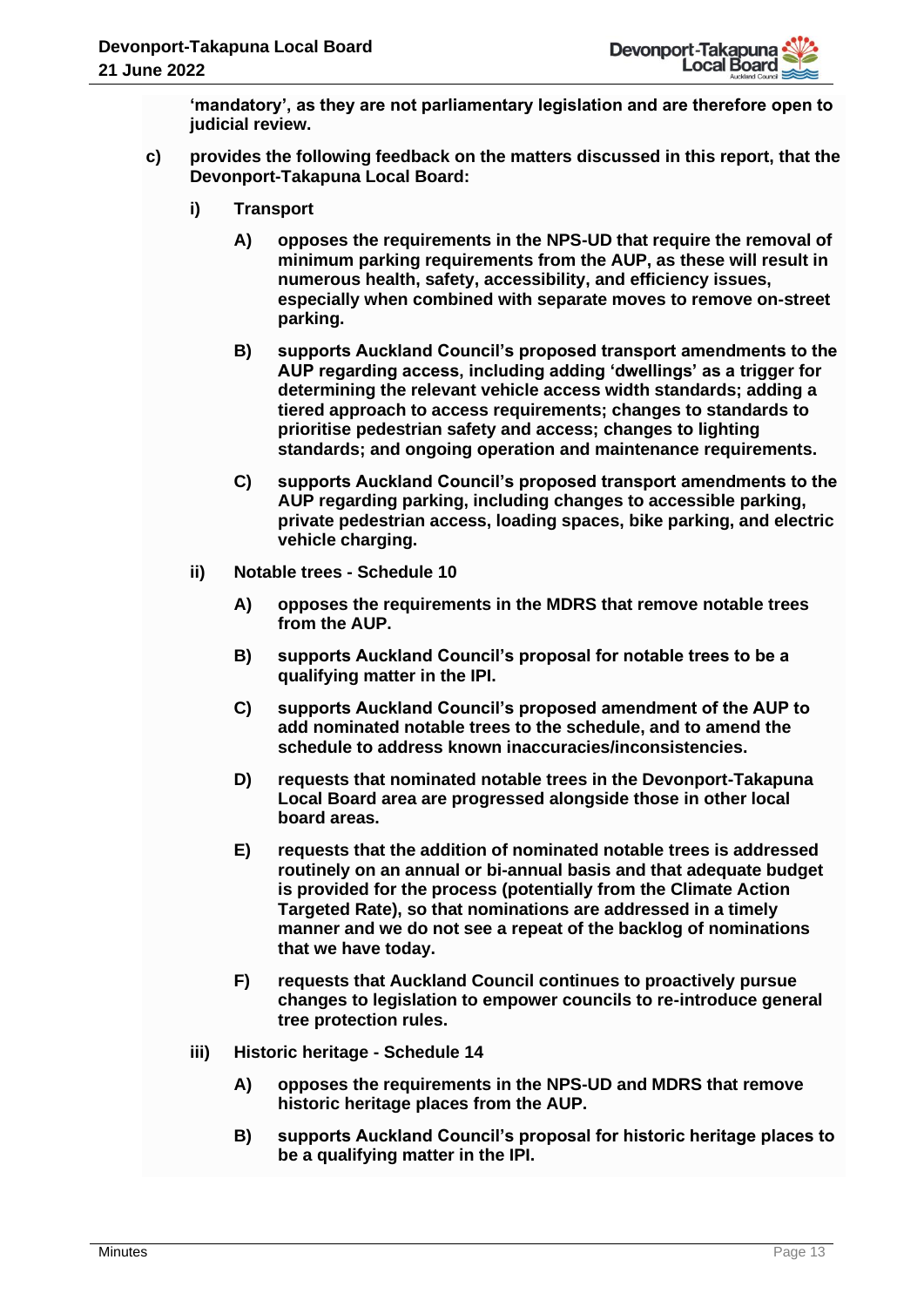**'mandatory', as they are not parliamentary legislation and are therefore open to judicial review.**

**c) provides the following feedback on the matters discussed in this report, that the Devonport-Takapuna Local Board:**

**i) Transport**

**A) opposes the requirements in the NPS-UD that require the removal of minimum parking requirements from the AUP, as these will result in numerous health, safety, accessibility, and efficiency issues, especially when combined with separate moves to remove on-street parking.**

**B) supports Auckland Council's proposed transport amendments to the AUP regarding access, including adding 'dwellings' as a trigger for determining the relevant vehicle access width standards; adding a tiered approach to access requirements; changes to standards to prioritise pedestrian safety and access; changes to lighting standards; and ongoing operation and maintenance requirements.**

**C) supports Auckland Council's proposed transport amendments to the AUP regarding parking, including changes to accessible parking, private pedestrian access, loading spaces, bike parking, and electric vehicle charging.**

**ii) Notable trees - Schedule 10**

**A) opposes the requirements in the MDRS that remove notable trees from the AUP.**

**B) supports Auckland Council's proposal for notable trees to be a qualifying matter in the IPI.**

**C) supports Auckland Council's proposed amendment of the AUP to add nominated notable trees to the schedule, and to amend the schedule to address known inaccuracies/inconsistencies.**

**D) requests that nominated notable trees in the Devonport-Takapuna Local Board area are progressed alongside those in other local board areas.**

**E) requests that the addition of nominated notable trees is addressed routinely on an annual or bi-annual basis and that adequate budget is provided for the process (potentially from the Climate Action Targeted Rate), so that nominations are addressed in a timely manner and we do not see a repeat of the backlog of nominations that we have today.**

**F) requests that Auckland Council continues to proactively pursue changes to legislation to empower councils to re-introduce general tree protection rules.**

**iii) Historic heritage - Schedule 14**

**A) opposes the requirements in the NPS-UD and MDRS that remove historic heritage places from the AUP.**

**B) supports Auckland Council's proposal for historic heritage places to be a qualifying matter in the IPI.**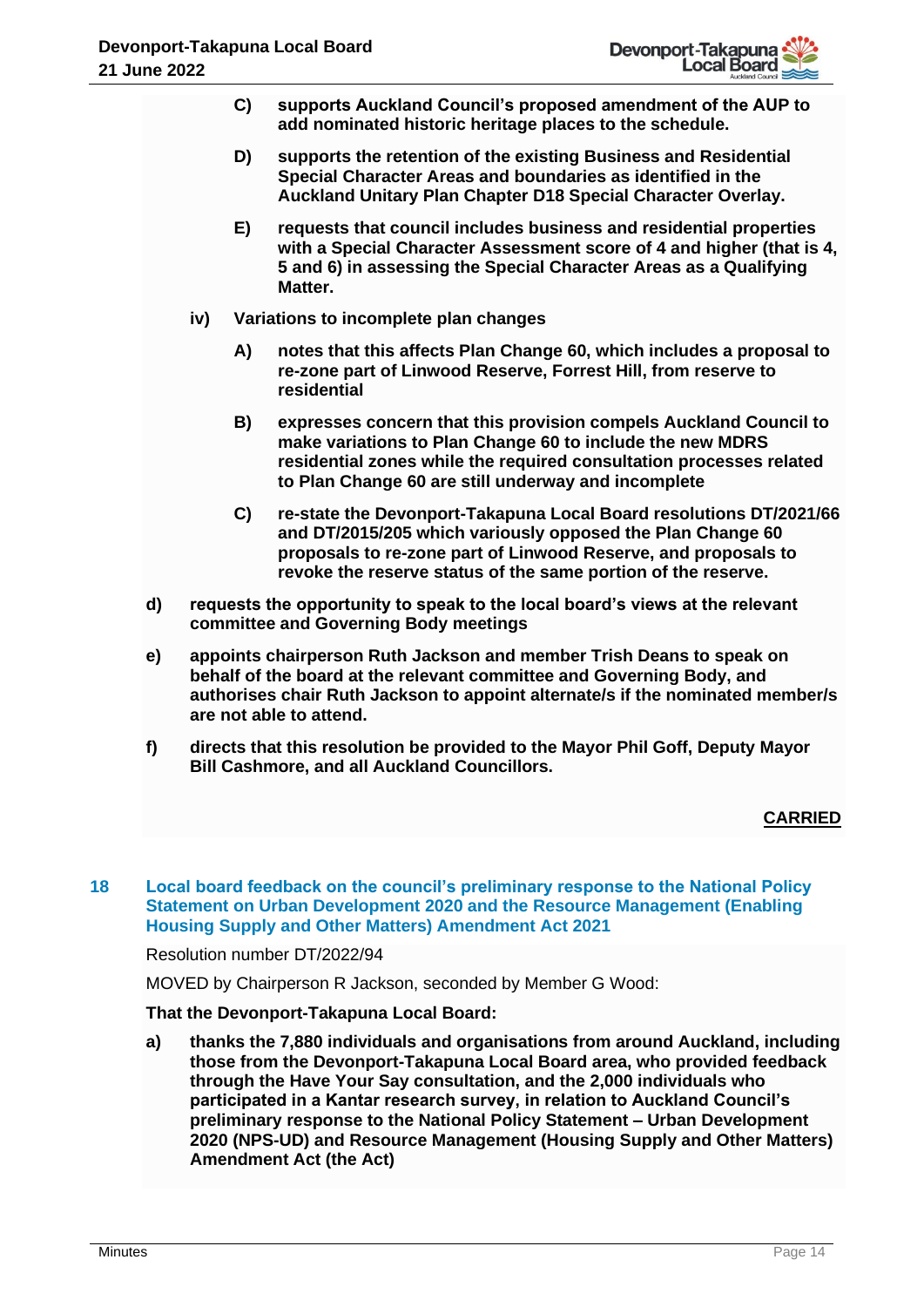**C) supports Auckland Council's proposed amendment of the AUP to add nominated historic heritage places to the schedule.**

**D) supports the retention of the existing Business and Residential Special Character Areas and boundaries as identified in the Auckland Unitary Plan Chapter D18 Special Character Overlay.**

**E) requests that council includes business and residential properties with a Special Character Assessment score of 4 and higher (that is 4, 5 and 6) in assessing the Special Character Areas as a Qualifying Matter.**

**iv) Variations to incomplete plan changes**

**A) notes that this affects Plan Change 60, which includes a proposal to re-zone part of Linwood Reserve, Forrest Hill, from reserve to residential**

**B) expresses concern that this provision compels Auckland Council to make variations to Plan Change 60 to include the new MDRS residential zones while the required consultation processes related to Plan Change 60 are still underway and incomplete**

**C) re-state the Devonport-Takapuna Local Board resolutions DT/2021/66 and DT/2015/205 which variously opposed the Plan Change 60 proposals to re-zone part of Linwood Reserve, and proposals to revoke the reserve status of the same portion of the reserve.**

**d) requests the opportunity to speak to the local board's views at the relevant committee and Governing Body meetings**

**e) appoints chairperson Ruth Jackson and member Trish Deans to speak on behalf of the board at the relevant committee and Governing Body, and authorises chair Ruth Jackson to appoint alternate/s if the nominated member/s are not able to attend.**

**f) directs that this resolution be provided to the Mayor Phil Goff, Deputy Mayor Bill Cashmore, and all Auckland Councillors.**

**CARRIED**

## 18 Local board feedback on the council's preliminary response to the National Policy Statement on Urban Development 2020 and the Resource Management (Enabling Housing Supply and Other Matters) Amendment Act 2021

Resolution number DT/2022/94

MOVED by Chairperson R Jackson, seconded by Member G Wood:

**That the Devonport-Takapuna Local Board:**

**a) thanks the 7,880 individuals and organisations from around Auckland, including those from the Devonport-Takapuna Local Board area, who provided feedback through the Have Your Say consultation, and the 2,000 individuals who participated in a Kantar research survey, in relation to Auckland Council's preliminary response to the National Policy Statement – Urban Development 2020 (NPS-UD) and Resource Management (Housing Supply and Other Matters) Amendment Act (the Act)**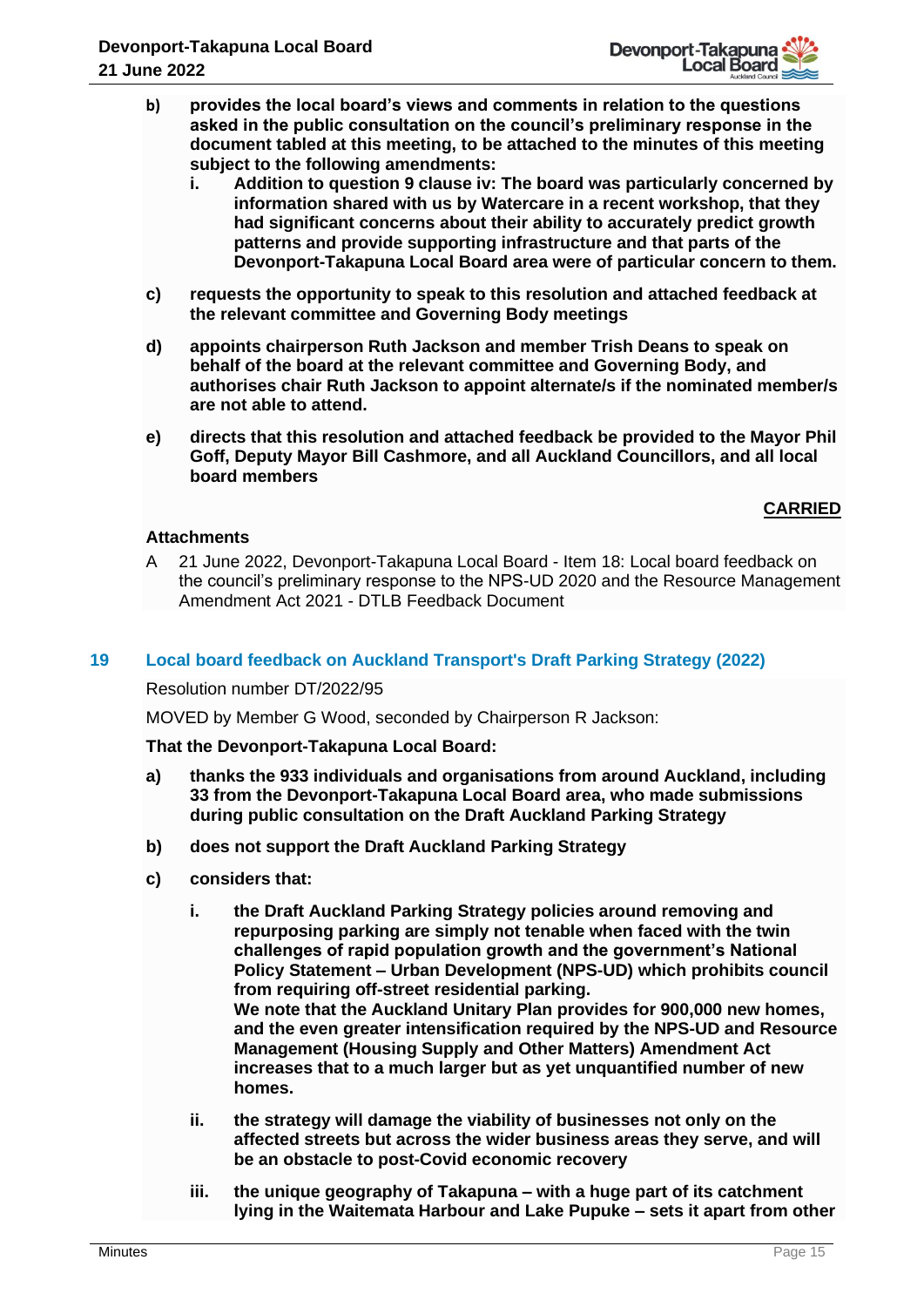**b) provides the local board's views and comments in relation to the questions asked in the public consultation on the council's preliminary response in the document tabled at this meeting, to be attached to the minutes of this meeting subject to the following amendments:**

**i. Addition to question 9 clause iv: The board was particularly concerned by information shared with us by Watercare in a recent workshop, that they had significant concerns about their ability to accurately predict growth patterns and provide supporting infrastructure and that parts of the Devonport-Takapuna Local Board area were of particular concern to them.**

**c) requests the opportunity to speak to this resolution and attached feedback at the relevant committee and Governing Body meetings**

**d) appoints chairperson Ruth Jackson and member Trish Deans to speak on behalf of the board at the relevant committee and Governing Body, and authorises chair Ruth Jackson to appoint alternate/s if the nominated member/s are not able to attend.**

**e) directs that this resolution and attached feedback be provided to the Mayor Phil Goff, Deputy Mayor Bill Cashmore, and all Auckland Councillors, and all local board members**

**CARRIED**

**Attachments**

A 21 June 2022, Devonport-Takapuna Local Board - Item 18: Local board feedback on the council's preliminary response to the NPS-UD 2020 and the Resource Management Amendment Act 2021 - DTLB Feedback Document

## 19 Local board feedback on Auckland Transport's Draft Parking Strategy (2022)

Resolution number DT/2022/95

MOVED by Member G Wood, seconded by Chairperson R Jackson:

**That the Devonport-Takapuna Local Board:**

**a) thanks the 933 individuals and organisations from around Auckland, including 33 from the Devonport-Takapuna Local Board area, who made submissions during public consultation on the Draft Auckland Parking Strategy**

**b) does not support the Draft Auckland Parking Strategy**

**c) considers that:**

**i. the Draft Auckland Parking Strategy policies around removing and repurposing parking are simply not tenable when faced with the twin challenges of rapid population growth and the government's National Policy Statement – Urban Development (NPS-UD) which prohibits council from requiring off-street residential parking.**
**We note that the Auckland Unitary Plan provides for 900,000 new homes, and the even greater intensification required by the NPS-UD and Resource Management (Housing Supply and Other Matters) Amendment Act increases that to a much larger but as yet unquantified number of new homes.**

**ii. the strategy will damage the viability of businesses not only on the affected streets but across the wider business areas they serve, and will be an obstacle to post-Covid economic recovery**

**iii. the unique geography of Takapuna – with a huge part of its catchment lying in the Waitemata Harbour and Lake Pupuke – sets it apart from other**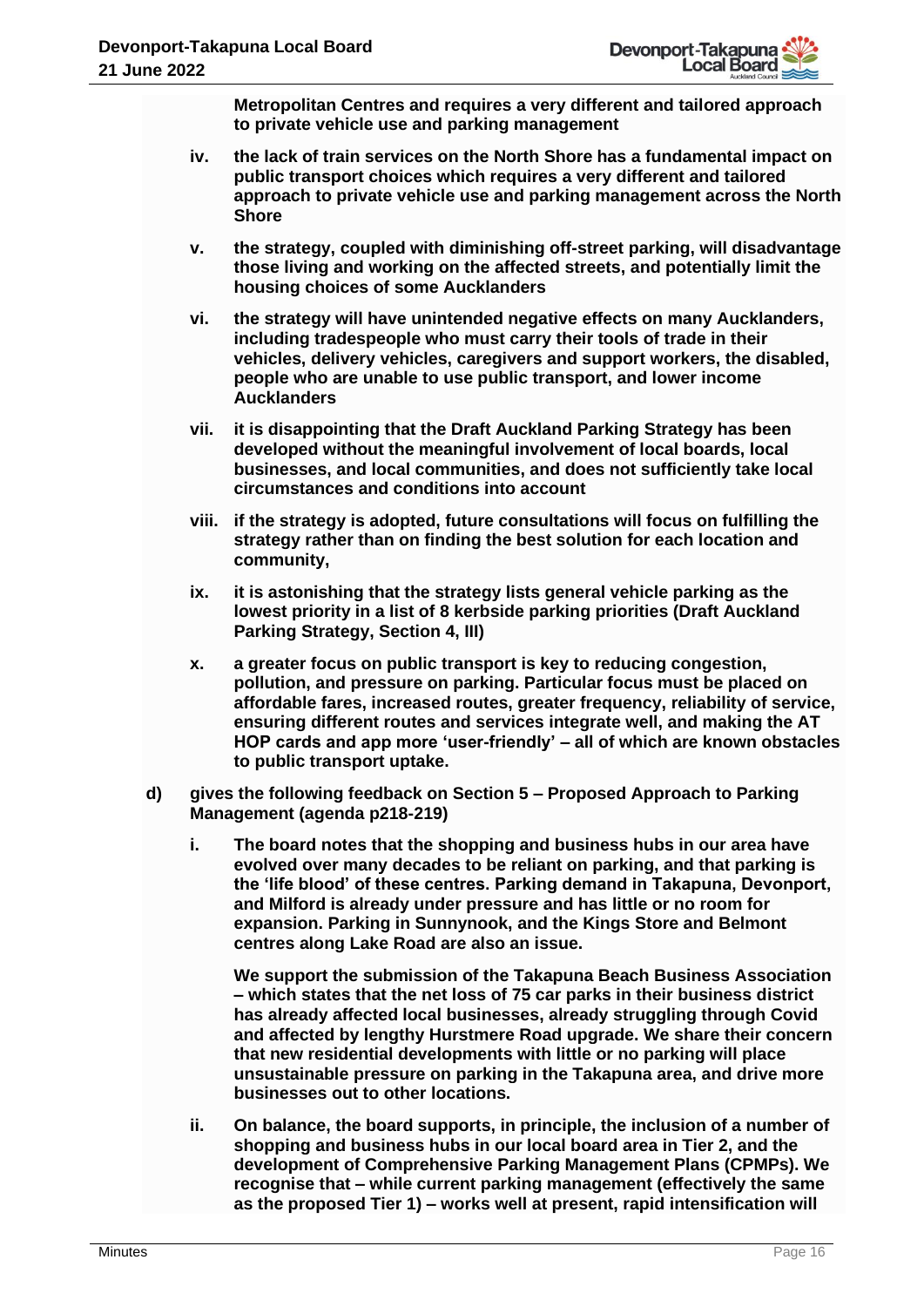**Metropolitan Centres and requires a very different and tailored approach to private vehicle use and parking management**

iv. **the lack of train services on the North Shore has a fundamental impact on public transport choices which requires a very different and tailored approach to private vehicle use and parking management across the North Shore**

v. **the strategy, coupled with diminishing off-street parking, will disadvantage those living and working on the affected streets, and potentially limit the housing choices of some Aucklanders**

vi. **the strategy will have unintended negative effects on many Aucklanders, including tradespeople who must carry their tools of trade in their vehicles, delivery vehicles, caregivers and support workers, the disabled, people who are unable to use public transport, and lower income Aucklanders**

vii. **it is disappointing that the Draft Auckland Parking Strategy has been developed without the meaningful involvement of local boards, local businesses, and local communities, and does not sufficiently take local circumstances and conditions into account**

viii. **if the strategy is adopted, future consultations will focus on fulfilling the strategy rather than on finding the best solution for each location and community,**

ix. **it is astonishing that the strategy lists general vehicle parking as the lowest priority in a list of 8 kerbside parking priorities (Draft Auckland Parking Strategy, Section 4, III)**

x. **a greater focus on public transport is key to reducing congestion, pollution, and pressure on parking. Particular focus must be placed on affordable fares, increased routes, greater frequency, reliability of service, ensuring different routes and services integrate well, and making the AT HOP cards and app more 'user-friendly' – all of which are known obstacles to public transport uptake.**

d) **gives the following feedback on Section 5 – Proposed Approach to Parking Management (agenda p218-219)**

i. **The board notes that the shopping and business hubs in our area have evolved over many decades to be reliant on parking, and that parking is the 'life blood' of these centres. Parking demand in Takapuna, Devonport, and Milford is already under pressure and has little or no room for expansion. Parking in Sunnynook, and the Kings Store and Belmont centres along Lake Road are also an issue.**

**We support the submission of the Takapuna Beach Business Association – which states that the net loss of 75 car parks in their business district has already affected local businesses, already struggling through Covid and affected by lengthy Hurstmere Road upgrade. We share their concern that new residential developments with little or no parking will place unsustainable pressure on parking in the Takapuna area, and drive more businesses out to other locations.**

ii. **On balance, the board supports, in principle, the inclusion of a number of shopping and business hubs in our local board area in Tier 2, and the development of Comprehensive Parking Management Plans (CPMPs). We recognise that – while current parking management (effectively the same as the proposed Tier 1) – works well at present, rapid intensification will**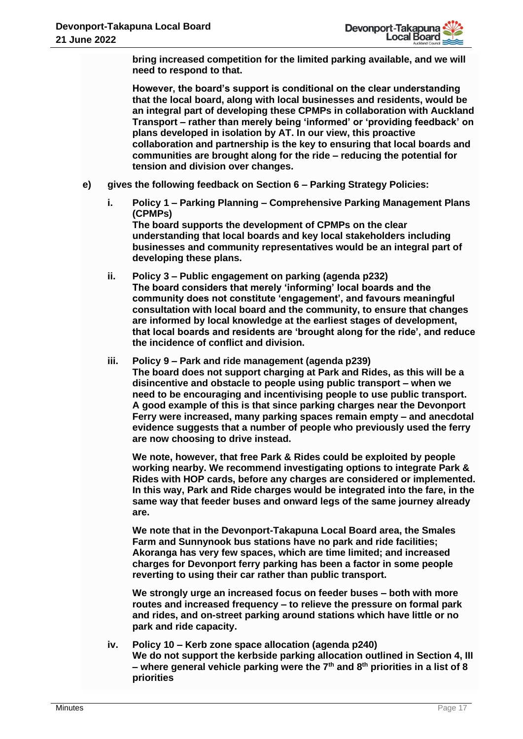**bring increased competition for the limited parking available, and we will need to respond to that.**

**However, the board's support is conditional on the clear understanding that the local board, along with local businesses and residents, would be an integral part of developing these CPMPs in collaboration with Auckland Transport – rather than merely being 'informed' or 'providing feedback' on plans developed in isolation by AT. In our view, this proactive collaboration and partnership is the key to ensuring that local boards and communities are brought along for the ride – reducing the potential for tension and division over changes.**

e) **gives the following feedback on Section 6 – Parking Strategy Policies:**

   i. **Policy 1 – Parking Planning – Comprehensive Parking Management Plans (CPMPs)**
   **The board supports the development of CPMPs on the clear understanding that local boards and key local stakeholders including businesses and community representatives would be an integral part of developing these plans.**

   ii. **Policy 3 – Public engagement on parking (agenda p232)**
   **The board considers that merely 'informing' local boards and the community does not constitute 'engagement', and favours meaningful consultation with local board and the community, to ensure that changes are informed by local knowledge at the earliest stages of development, that local boards and residents are 'brought along for the ride', and reduce the incidence of conflict and division.**

   iii. **Policy 9 – Park and ride management (agenda p239)**
   **The board does not support charging at Park and Rides, as this will be a disincentive and obstacle to people using public transport – when we need to be encouraging and incentivising people to use public transport. A good example of this is that since parking charges near the Devonport Ferry were increased, many parking spaces remain empty – and anecdotal evidence suggests that a number of people who previously used the ferry are now choosing to drive instead.**

   **We note, however, that free Park & Rides could be exploited by people working nearby. We recommend investigating options to integrate Park & Rides with HOP cards, before any charges are considered or implemented. In this way, Park and Ride charges would be integrated into the fare, in the same way that feeder buses and onward legs of the same journey already are.**

   **We note that in the Devonport-Takapuna Local Board area, the Smales Farm and Sunnynook bus stations have no park and ride facilities; Akoranga has very few spaces, which are time limited; and increased charges for Devonport ferry parking has been a factor in some people reverting to using their car rather than public transport.**

   **We strongly urge an increased focus on feeder buses – both with more routes and increased frequency – to relieve the pressure on formal park and rides, and on-street parking around stations which have little or no park and ride capacity.**

   iv. **Policy 10 – Kerb zone space allocation (agenda p240)**
   **We do not support the kerbside parking allocation outlined in Section 4, III – where general vehicle parking were the 7th and 8th priorities in a list of 8 priorities**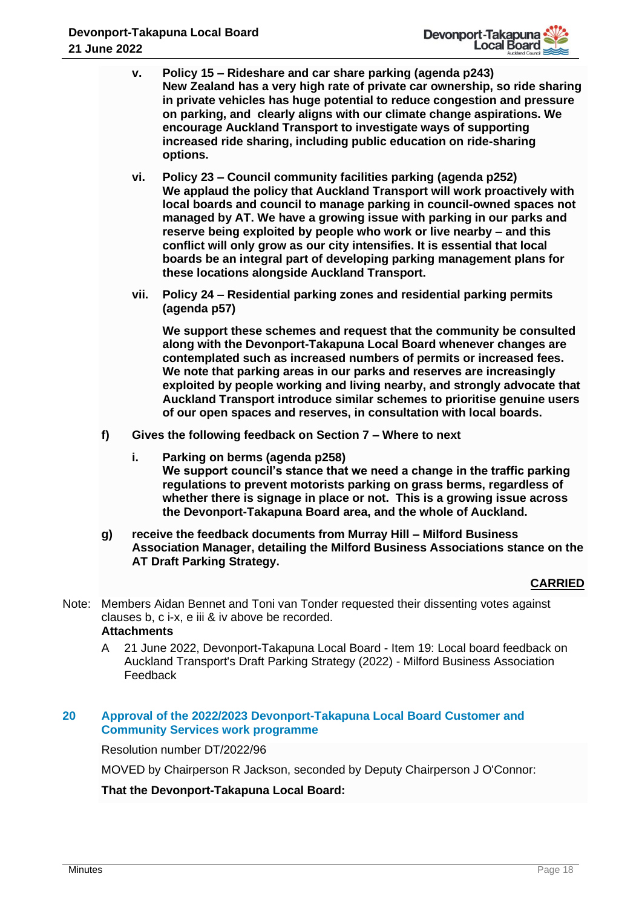v. **Policy 15 – Rideshare and car share parking (agenda p243)**
**New Zealand has a very high rate of private car ownership, so ride sharing in private vehicles has huge potential to reduce congestion and pressure on parking, and clearly aligns with our climate change aspirations. We encourage Auckland Transport to investigate ways of supporting increased ride sharing, including public education on ride-sharing options.**

vi. **Policy 23 – Council community facilities parking (agenda p252)**
**We applaud the policy that Auckland Transport will work proactively with local boards and council to manage parking in council-owned spaces not managed by AT. We have a growing issue with parking in our parks and reserve being exploited by people who work or live nearby – and this conflict will only grow as our city intensifies. It is essential that local boards be an integral part of developing parking management plans for these locations alongside Auckland Transport.**

vii. **Policy 24 – Residential parking zones and residential parking permits (agenda p57)**

**We support these schemes and request that the community be consulted along with the Devonport-Takapuna Local Board whenever changes are contemplated such as increased numbers of permits or increased fees. We note that parking areas in our parks and reserves are increasingly exploited by people working and living nearby, and strongly advocate that Auckland Transport introduce similar schemes to prioritise genuine users of our open spaces and reserves, in consultation with local boards.**

f) **Gives the following feedback on Section 7 – Where to next**

i. **Parking on berms (agenda p258)**
**We support council's stance that we need a change in the traffic parking regulations to prevent motorists parking on grass berms, regardless of whether there is signage in place or not. This is a growing issue across the Devonport-Takapuna Board area, and the whole of Auckland.**

g) **receive the feedback documents from Murray Hill – Milford Business Association Manager, detailing the Milford Business Associations stance on the AT Draft Parking Strategy.**

**CARRIED**

Note: Members Aidan Bennet and Toni van Tonder requested their dissenting votes against clauses b, c i-x, e iii & iv above be recorded.

**Attachments**

A 21 June 2022, Devonport-Takapuna Local Board - Item 19: Local board feedback on Auckland Transport's Draft Parking Strategy (2022) - Milford Business Association Feedback

## 20 Approval of the 2022/2023 Devonport-Takapuna Local Board Customer and Community Services work programme

Resolution number DT/2022/96

MOVED by Chairperson R Jackson, seconded by Deputy Chairperson J O'Connor:

**That the Devonport-Takapuna Local Board:**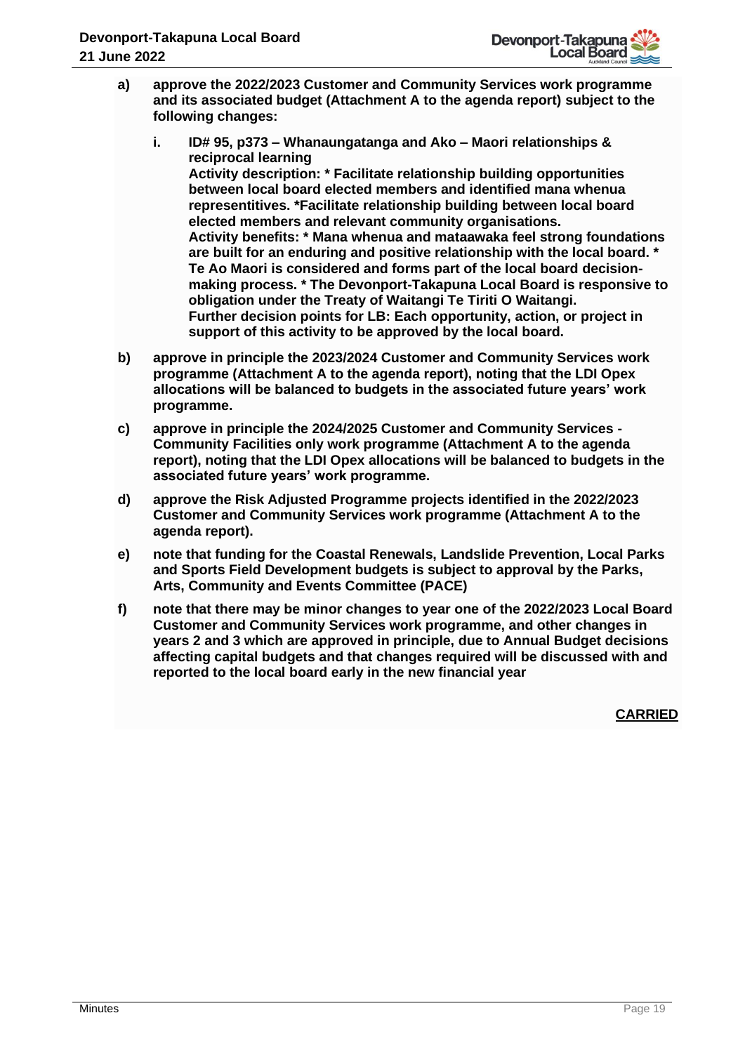**a) approve the 2022/2023 Customer and Community Services work programme and its associated budget (Attachment A to the agenda report) subject to the following changes:**

  **i. ID# 95, p373 – Whanaungatanga and Ako – Maori relationships & reciprocal learning**
  **Activity description: * Facilitate relationship building opportunities between local board elected members and identified mana whenua representitives. *Facilitate relationship building between local board elected members and relevant community organisations.**
  **Activity benefits: * Mana whenua and mataawaka feel strong foundations are built for an enduring and positive relationship with the local board. * Te Ao Maori is considered and forms part of the local board decision-making process. * The Devonport-Takapuna Local Board is responsive to obligation under the Treaty of Waitangi Te Tiriti O Waitangi.**
  **Further decision points for LB: Each opportunity, action, or project in support of this activity to be approved by the local board.**

**b) approve in principle the 2023/2024 Customer and Community Services work programme (Attachment A to the agenda report), noting that the LDI Opex allocations will be balanced to budgets in the associated future years' work programme.**

**c) approve in principle the 2024/2025 Customer and Community Services - Community Facilities only work programme (Attachment A to the agenda report), noting that the LDI Opex allocations will be balanced to budgets in the associated future years' work programme.**

**d) approve the Risk Adjusted Programme projects identified in the 2022/2023 Customer and Community Services work programme (Attachment A to the agenda report).**

**e) note that funding for the Coastal Renewals, Landslide Prevention, Local Parks and Sports Field Development budgets is subject to approval by the Parks, Arts, Community and Events Committee (PACE)**

**f) note that there may be minor changes to year one of the 2022/2023 Local Board Customer and Community Services work programme, and other changes in years 2 and 3 which are approved in principle, due to Annual Budget decisions affecting capital budgets and that changes required will be discussed with and reported to the local board early in the new financial year**

**CARRIED**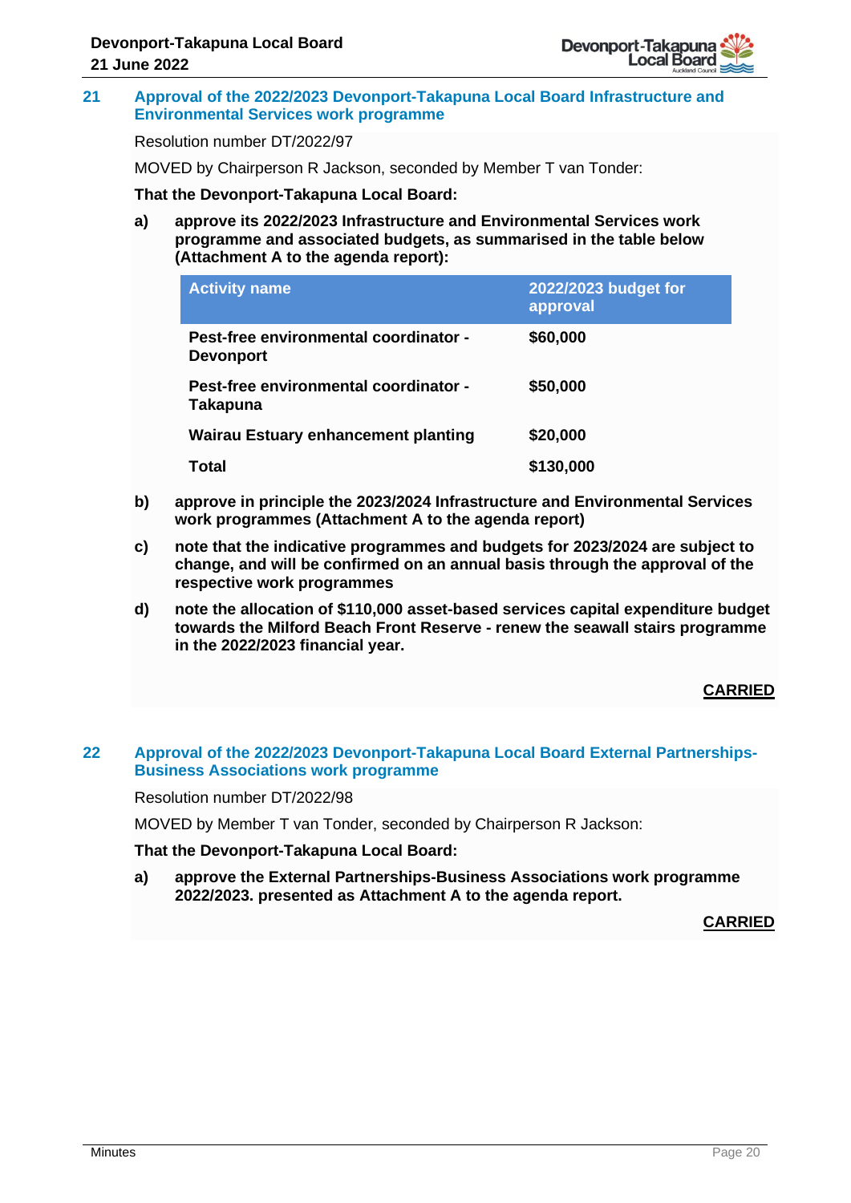## 21 Approval of the 2022/2023 Devonport-Takapuna Local Board Infrastructure and Environmental Services work programme

Resolution number DT/2022/97

MOVED by Chairperson R Jackson, seconded by Member T van Tonder:

**That the Devonport-Takapuna Local Board:**

**a) approve its 2022/2023 Infrastructure and Environmental Services work programme and associated budgets, as summarised in the table below (Attachment A to the agenda report):**

| Activity name | 2022/2023 budget for approval |
|---|---|
| **Pest-free environmental coordinator - Devonport** | **$60,000** |
| **Pest-free environmental coordinator - Takapuna** | **$50,000** |
| **Wairau Estuary enhancement planting** | **$20,000** |
| **Total** | **$130,000** |

**b) approve in principle the 2023/2024 Infrastructure and Environmental Services work programmes (Attachment A to the agenda report)**

**c) note that the indicative programmes and budgets for 2023/2024 are subject to change, and will be confirmed on an annual basis through the approval of the respective work programmes**

**d) note the allocation of $110,000 asset-based services capital expenditure budget towards the Milford Beach Front Reserve - renew the seawall stairs programme in the 2022/2023 financial year.**

**CARRIED**

## 22 Approval of the 2022/2023 Devonport-Takapuna Local Board External Partnerships-Business Associations work programme

Resolution number DT/2022/98

MOVED by Member T van Tonder, seconded by Chairperson R Jackson:

**That the Devonport-Takapuna Local Board:**

**a) approve the External Partnerships-Business Associations work programme 2022/2023. presented as Attachment A to the agenda report.**

**CARRIED**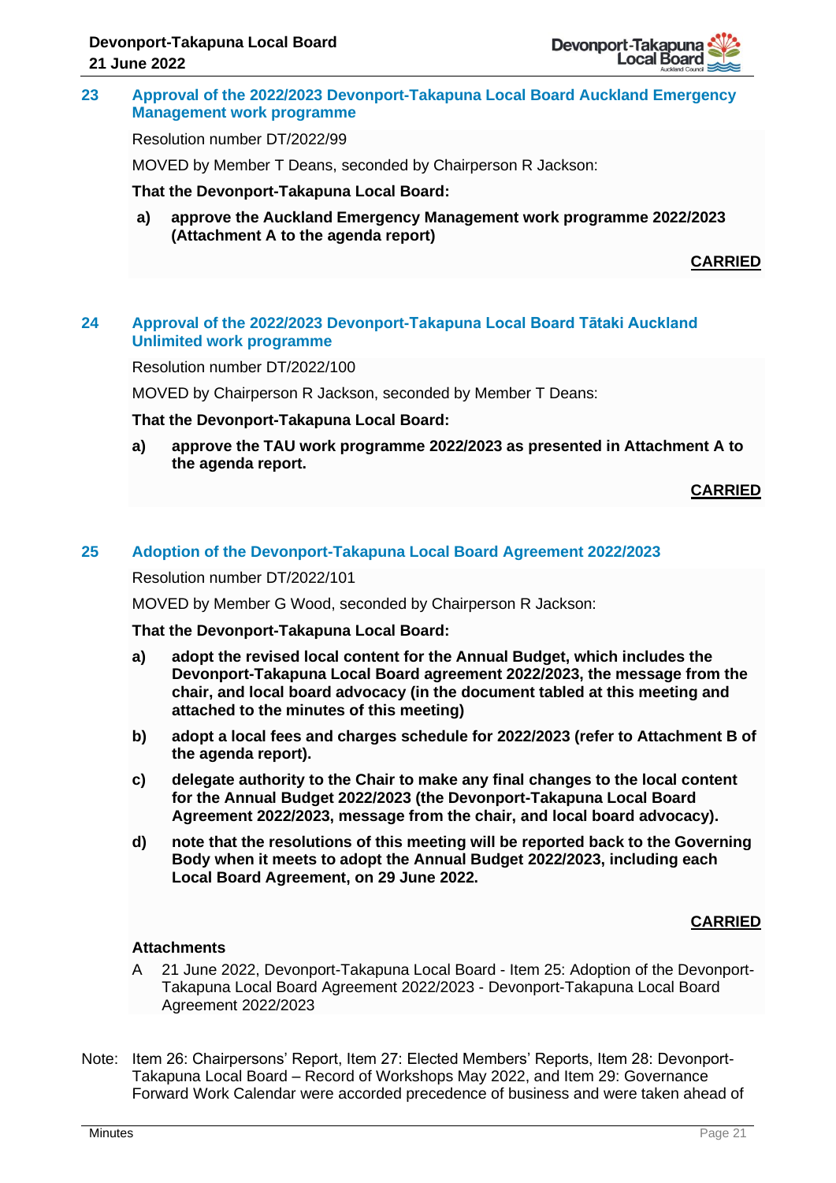## 23 Approval of the 2022/2023 Devonport-Takapuna Local Board Auckland Emergency Management work programme

Resolution number DT/2022/99

MOVED by Member T Deans, seconded by Chairperson R Jackson:

**That the Devonport-Takapuna Local Board:**

**a) approve the Auckland Emergency Management work programme 2022/2023 (Attachment A to the agenda report)**

**CARRIED**

## 24 Approval of the 2022/2023 Devonport-Takapuna Local Board Tātaki Auckland Unlimited work programme

Resolution number DT/2022/100

MOVED by Chairperson R Jackson, seconded by Member T Deans:

**That the Devonport-Takapuna Local Board:**

**a) approve the TAU work programme 2022/2023 as presented in Attachment A to the agenda report.**

**CARRIED**

## 25 Adoption of the Devonport-Takapuna Local Board Agreement 2022/2023

Resolution number DT/2022/101

MOVED by Member G Wood, seconded by Chairperson R Jackson:

**That the Devonport-Takapuna Local Board:**

**a) adopt the revised local content for the Annual Budget, which includes the Devonport-Takapuna Local Board agreement 2022/2023, the message from the chair, and local board advocacy (in the document tabled at this meeting and attached to the minutes of this meeting)**

**b) adopt a local fees and charges schedule for 2022/2023 (refer to Attachment B of the agenda report).**

**c) delegate authority to the Chair to make any final changes to the local content for the Annual Budget 2022/2023 (the Devonport-Takapuna Local Board Agreement 2022/2023, message from the chair, and local board advocacy).**

**d) note that the resolutions of this meeting will be reported back to the Governing Body when it meets to adopt the Annual Budget 2022/2023, including each Local Board Agreement, on 29 June 2022.**

**CARRIED**

**Attachments**

A 21 June 2022, Devonport-Takapuna Local Board - Item 25: Adoption of the Devonport-Takapuna Local Board Agreement 2022/2023 - Devonport-Takapuna Local Board Agreement 2022/2023

Note: Item 26: Chairpersons' Report, Item 27: Elected Members' Reports, Item 28: Devonport-Takapuna Local Board – Record of Workshops May 2022, and Item 29: Governance Forward Work Calendar were accorded precedence of business and were taken ahead of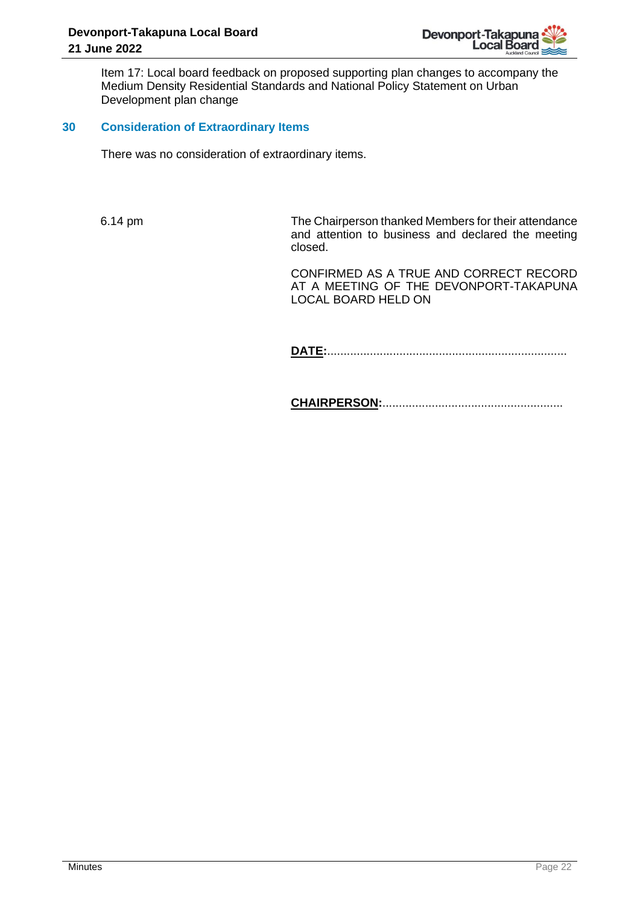Item 17: Local board feedback on proposed supporting plan changes to accompany the Medium Density Residential Standards and National Policy Statement on Urban Development plan change

## 30 Consideration of Extraordinary Items

There was no consideration of extraordinary items.

6.14 pm

The Chairperson thanked Members for their attendance and attention to business and declared the meeting closed.

CONFIRMED AS A TRUE AND CORRECT RECORD AT A MEETING OF THE DEVONPORT-TAKAPUNA LOCAL BOARD HELD ON

**DATE:**.........................................................................

**CHAIRPERSON:**.......................................................